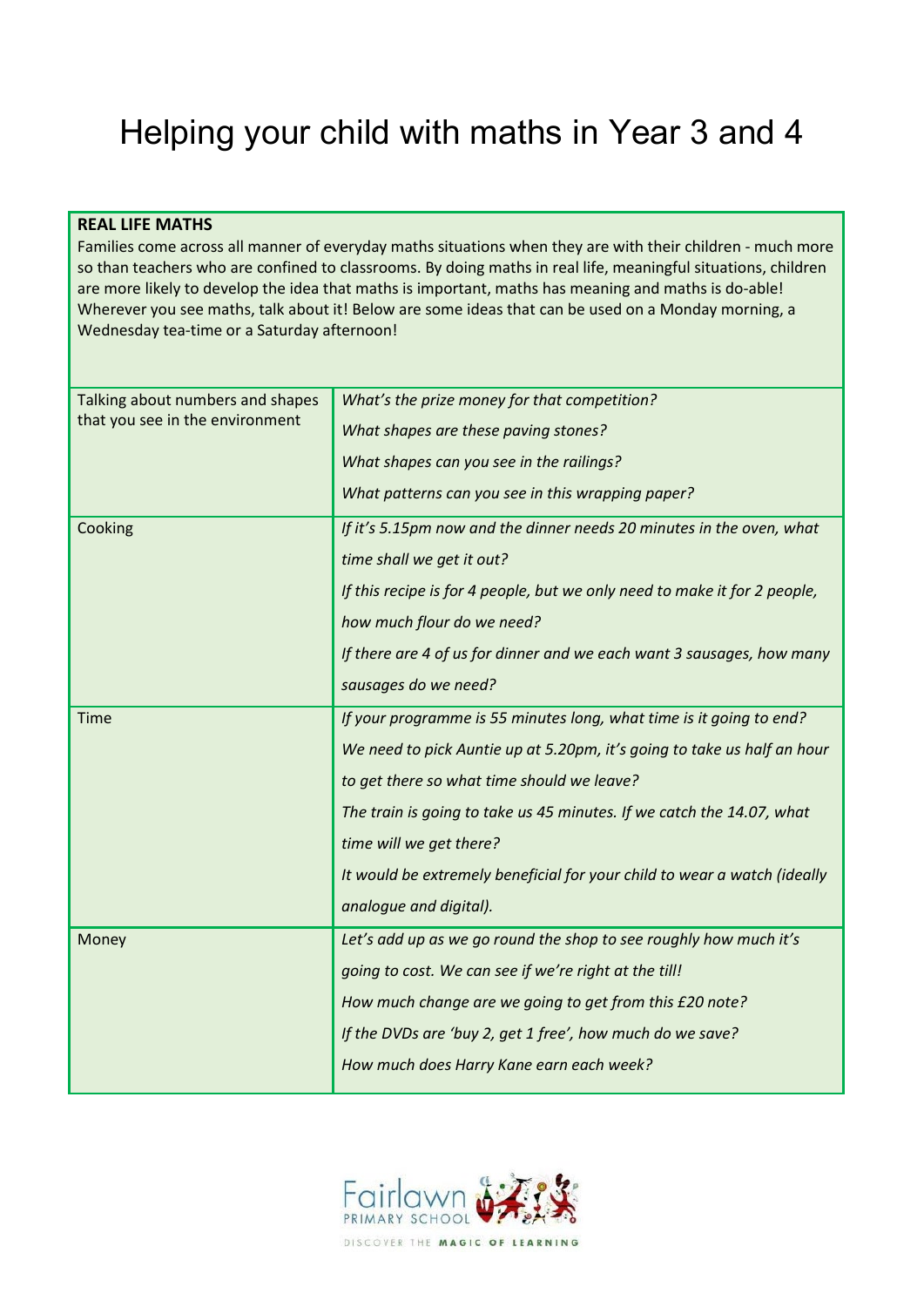# Helping your child with maths in Year 3 and 4

**REAL LIFE MATHS**

Families come across all manner of everyday maths situations when they are with their children - much more so than teachers who are confined to classrooms. By doing maths in real life, meaningful situations, children are more likely to develop the idea that maths is important, maths has meaning and maths is do-able! Wherever you see maths, talk about it! Below are some ideas that can be used on a Monday morning, a Wednesday tea-time or a Saturday afternoon!

| | |
|---|---|
| Talking about numbers and shapes that you see in the environment | *What's the prize money for that competition?*<br>*What shapes are these paving stones?*<br>*What shapes can you see in the railings?*<br>*What patterns can you see in this wrapping paper?* |
| Cooking | *If it's 5.15pm now and the dinner needs 20 minutes in the oven, what time shall we get it out?*<br>*If this recipe is for 4 people, but we only need to make it for 2 people, how much flour do we need?*<br>*If there are 4 of us for dinner and we each want 3 sausages, how many sausages do we need?* |
| Time | *If your programme is 55 minutes long, what time is it going to end?*<br>*We need to pick Auntie up at 5.20pm, it's going to take us half an hour to get there so what time should we leave?*<br>*The train is going to take us 45 minutes. If we catch the 14.07, what time will we get there?*<br>*It would be extremely beneficial for your child to wear a watch (ideally analogue and digital).* |
| Money | *Let's add up as we go round the shop to see roughly how much it's going to cost. We can see if we're right at the till!*<br>*How much change are we going to get from this £20 note?*<br>*If the DVDs are 'buy 2, get 1 free', how much do we save?*<br>*How much does Harry Kane earn each week?* |

Fairlawn PRIMARY SCHOOL

DISCOVER THE MAGIC OF LEARNING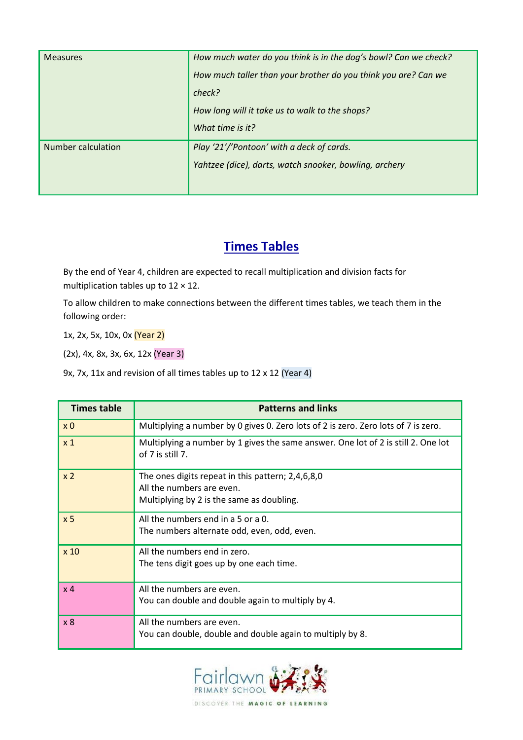| Measures | *How much water do you think is in the dog's bowl? Can we check?*<br>*How much taller than your brother do you think you are? Can we check?*<br>*How long will it take us to walk to the shops?*<br>*What time is it?* |
|---|---|
| Number calculation | *Play '21'/'Pontoon' with a deck of cards.*<br>*Yahtzee (dice), darts, watch snooker, bowling, archery* |

## Times Tables

By the end of Year 4, children are expected to recall multiplication and division facts for multiplication tables up to 12 × 12.

To allow children to make connections between the different times tables, we teach them in the following order:

1x, 2x, 5x, 10x, 0x (Year 2)

(2x), 4x, 8x, 3x, 6x, 12x (Year 3)

9x, 7x, 11x and revision of all times tables up to 12 x 12 (Year 4)

| Times table | Patterns and links |
|---|---|
| x 0 | Multiplying a number by 0 gives 0. Zero lots of 2 is zero. Zero lots of 7 is zero. |
| x 1 | Multiplying a number by 1 gives the same answer. One lot of 2 is still 2. One lot of 7 is still 7. |
| x 2 | The ones digits repeat in this pattern; 2,4,6,8,0<br>All the numbers are even.<br>Multiplying by 2 is the same as doubling. |
| x 5 | All the numbers end in a 5 or a 0.<br>The numbers alternate odd, even, odd, even. |
| x 10 | All the numbers end in zero.<br>The tens digit goes up by one each time. |
| x 4 | All the numbers are even.<br>You can double and double again to multiply by 4. |
| x 8 | All the numbers are even.<br>You can double, double and double again to multiply by 8. |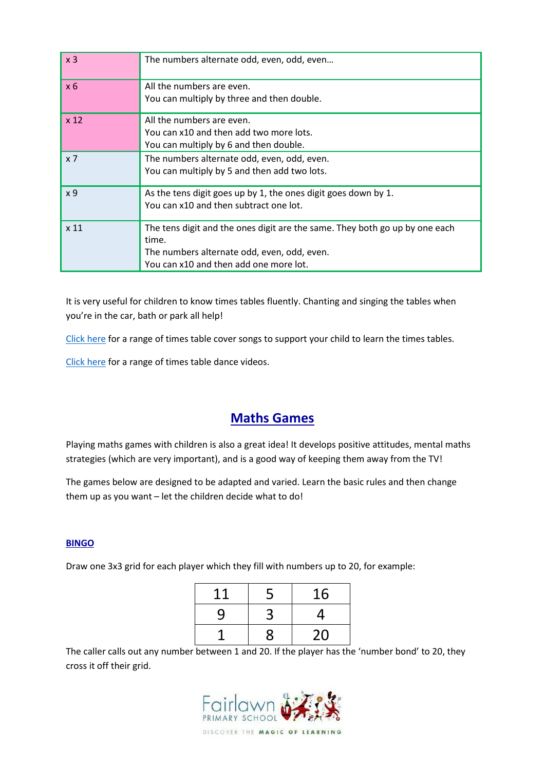| x 3 | The numbers alternate odd, even, odd, even… |
|---|---|
| x 6 | All the numbers are even.<br>You can multiply by three and then double. |
| x 12 | All the numbers are even.<br>You can x10 and then add two more lots.<br>You can multiply by 6 and then double. |
| x 7 | The numbers alternate odd, even, odd, even.<br>You can multiply by 5 and then add two lots. |
| x 9 | As the tens digit goes up by 1, the ones digit goes down by 1.<br>You can x10 and then subtract one lot. |
| x 11 | The tens digit and the ones digit are the same. They both go up by one each time.<br>The numbers alternate odd, even, odd, even.<br>You can x10 and then add one more lot. |

It is very useful for children to know times tables fluently. Chanting and singing the tables when you're in the car, bath or park all help!

Click here for a range of times table cover songs to support your child to learn the times tables.

Click here for a range of times table dance videos.

## Maths Games

Playing maths games with children is also a great idea! It develops positive attitudes, mental maths strategies (which are very important), and is a good way of keeping them away from the TV!

The games below are designed to be adapted and varied. Learn the basic rules and then change them up as you want – let the children decide what to do!

### BINGO

Draw one 3x3 grid for each player which they fill with numbers up to 20, for example:

| 11 | 5 | 16 |
|---|---|---|
| 9 | 3 | 4 |
| 1 | 8 | 20 |

The caller calls out any number between 1 and 20. If the player has the 'number bond' to 20, they cross it off their grid.

Fairlawn Primary School – Discover the Magic of Learning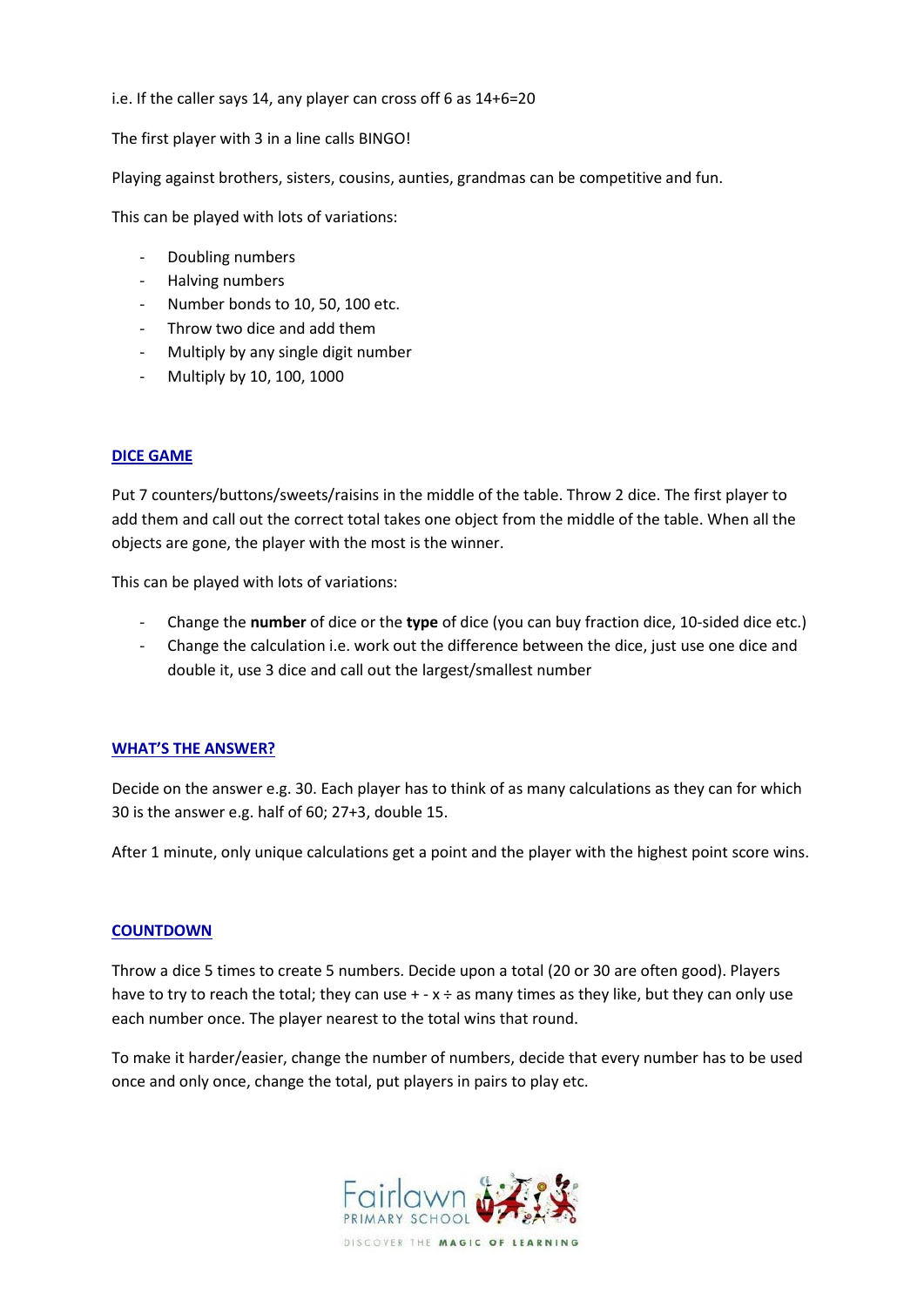i.e. If the caller says 14, any player can cross off 6 as 14+6=20

The first player with 3 in a line calls BINGO!

Playing against brothers, sisters, cousins, aunties, grandmas can be competitive and fun.

This can be played with lots of variations:

- Doubling numbers
- Halving numbers
- Number bonds to 10, 50, 100 etc.
- Throw two dice and add them
- Multiply by any single digit number
- Multiply by 10, 100, 1000

## DICE GAME

Put 7 counters/buttons/sweets/raisins in the middle of the table. Throw 2 dice. The first player to add them and call out the correct total takes one object from the middle of the table. When all the objects are gone, the player with the most is the winner.

This can be played with lots of variations:

- Change the **number** of dice or the **type** of dice (you can buy fraction dice, 10-sided dice etc.)
- Change the calculation i.e. work out the difference between the dice, just use one dice and double it, use 3 dice and call out the largest/smallest number

## WHAT'S THE ANSWER?

Decide on the answer e.g. 30. Each player has to think of as many calculations as they can for which 30 is the answer e.g. half of 60; 27+3, double 15.

After 1 minute, only unique calculations get a point and the player with the highest point score wins.

## COUNTDOWN

Throw a dice 5 times to create 5 numbers. Decide upon a total (20 or 30 are often good). Players have to try to reach the total; they can use + - x ÷ as many times as they like, but they can only use each number once. The player nearest to the total wins that round.

To make it harder/easier, change the number of numbers, decide that every number has to be used once and only once, change the total, put players in pairs to play etc.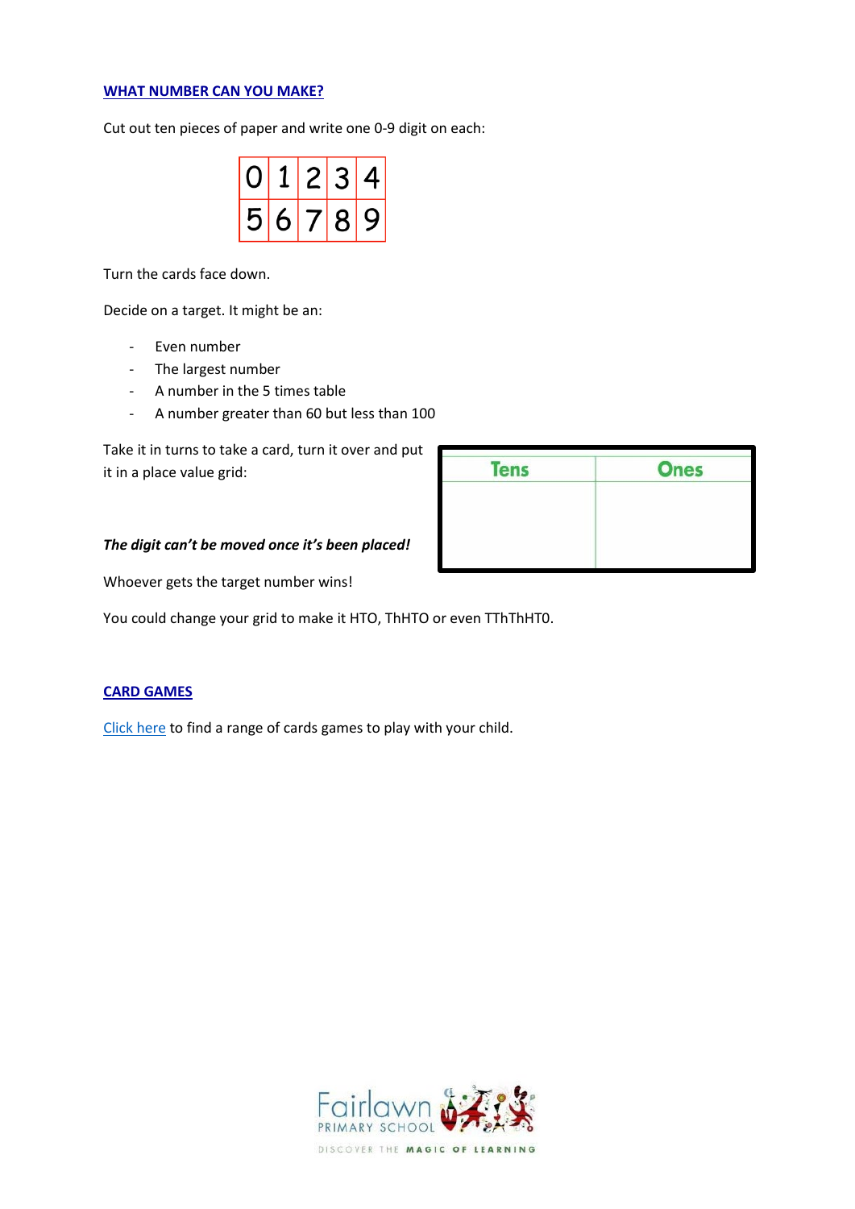## WHAT NUMBER CAN YOU MAKE?

Cut out ten pieces of paper and write one 0-9 digit on each:

| 0 | 1 | 2 | 3 | 4 |
|---|---|---|---|---|
| 5 | 6 | 7 | 8 | 9 |

Turn the cards face down.

Decide on a target. It might be an:

- Even number
- The largest number
- A number in the 5 times table
- A number greater than 60 but less than 100

Take it in turns to take a card, turn it over and put it in a place value grid:

| Tens | Ones |
|---|---|
| | |

***The digit can't be moved once it's been placed!***

Whoever gets the target number wins!

You could change your grid to make it HTO, ThHTO or even TThThHT0.

## CARD GAMES

Click here to find a range of cards games to play with your child.

Fairlawn PRIMARY SCHOOL
DISCOVER THE MAGIC OF LEARNING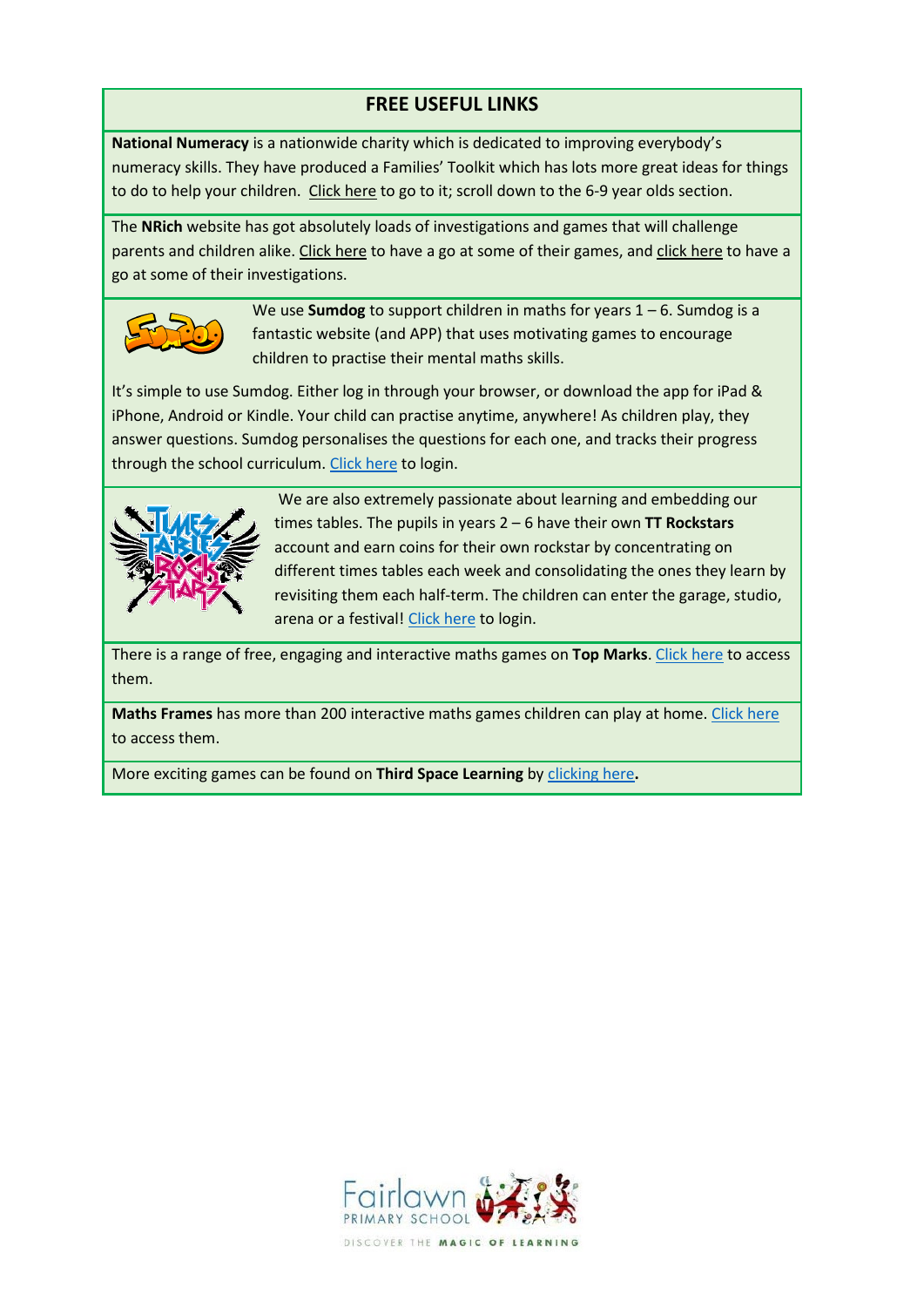## FREE USEFUL LINKS

**National Numeracy** is a nationwide charity which is dedicated to improving everybody's numeracy skills. They have produced a Families' Toolkit which has lots more great ideas for things to do to help your children. Click here to go to it; scroll down to the 6-9 year olds section.

The **NRich** website has got absolutely loads of investigations and games that will challenge parents and children alike. Click here to have a go at some of their games, and click here to have a go at some of their investigations.

We use **Sumdog** to support children in maths for years 1 – 6. Sumdog is a fantastic website (and APP) that uses motivating games to encourage children to practise their mental maths skills.

It's simple to use Sumdog. Either log in through your browser, or download the app for iPad & iPhone, Android or Kindle. Your child can practise anytime, anywhere! As children play, they answer questions. Sumdog personalises the questions for each one, and tracks their progress through the school curriculum. Click here to login.

We are also extremely passionate about learning and embedding our times tables. The pupils in years 2 – 6 have their own **TT Rockstars** account and earn coins for their own rockstar by concentrating on different times tables each week and consolidating the ones they learn by revisiting them each half-term. The children can enter the garage, studio, arena or a festival! Click here to login.

There is a range of free, engaging and interactive maths games on **Top Marks**. Click here to access them.

**Maths Frames** has more than 200 interactive maths games children can play at home. Click here to access them.

More exciting games can be found on **Third Space Learning** by clicking here**.**